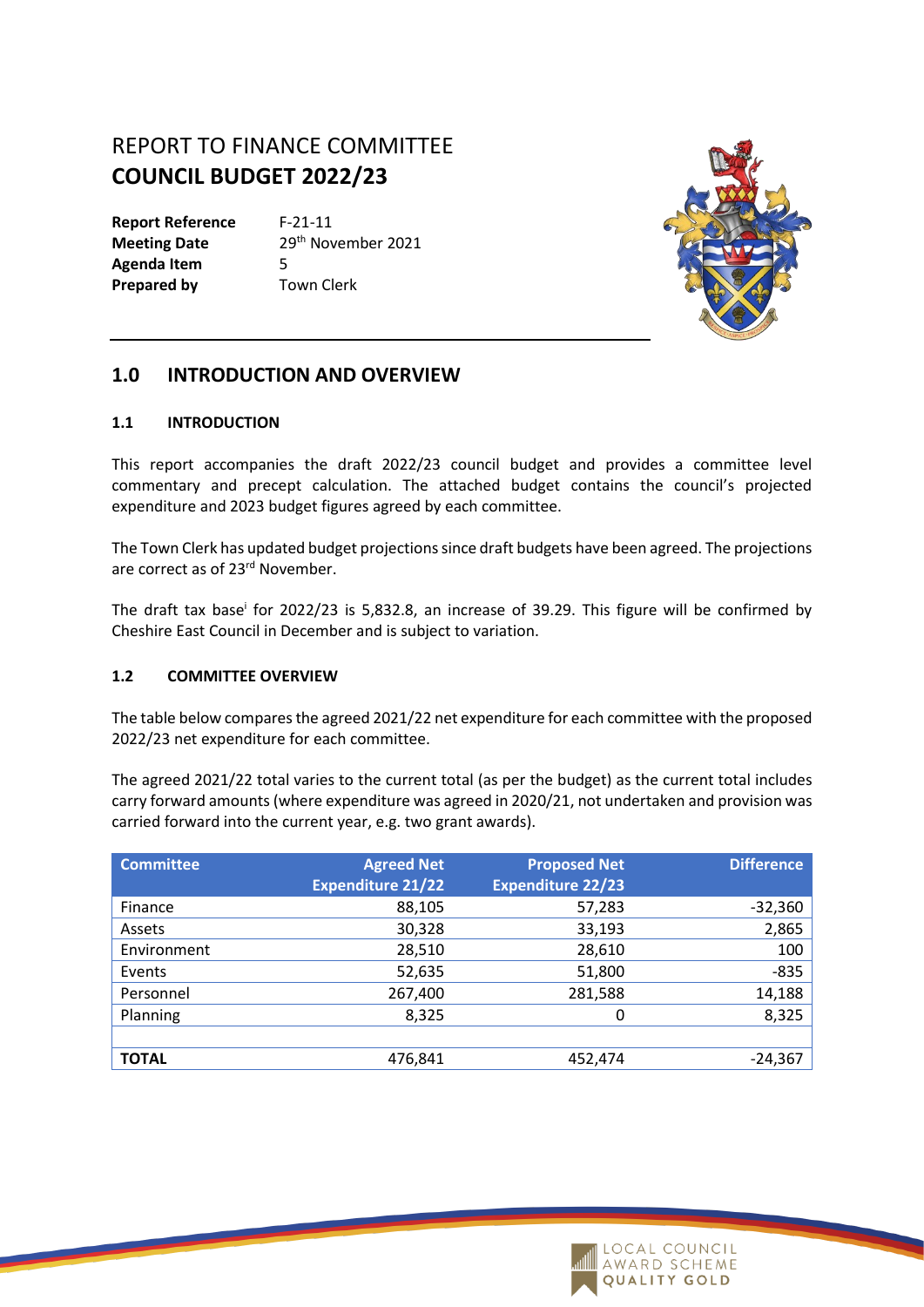# REPORT TO FINANCE COMMITTEE
# COUNCIL BUDGET 2022/23

**Report Reference** F-21-11
**Meeting Date** 29th November 2021
**Agenda Item** 5
**Prepared by** Town Clerk

## 1.0 INTRODUCTION AND OVERVIEW

### 1.1 INTRODUCTION

This report accompanies the draft 2022/23 council budget and provides a committee level commentary and precept calculation. The attached budget contains the council's projected expenditure and 2023 budget figures agreed by each committee.

The Town Clerk has updated budget projections since draft budgets have been agreed. The projections are correct as of 23rd November.

The draft tax base[i] for 2022/23 is 5,832.8, an increase of 39.29. This figure will be confirmed by Cheshire East Council in December and is subject to variation.

### 1.2 COMMITTEE OVERVIEW

The table below compares the agreed 2021/22 net expenditure for each committee with the proposed 2022/23 net expenditure for each committee.

The agreed 2021/22 total varies to the current total (as per the budget) as the current total includes carry forward amounts (where expenditure was agreed in 2020/21, not undertaken and provision was carried forward into the current year, e.g. two grant awards).

| Committee | Agreed Net Expenditure 21/22 | Proposed Net Expenditure 22/23 | Difference |
|---|---|---|---|
| Finance | 88,105 | 57,283 | -32,360 |
| Assets | 30,328 | 33,193 | 2,865 |
| Environment | 28,510 | 28,610 | 100 |
| Events | 52,635 | 51,800 | -835 |
| Personnel | 267,400 | 281,588 | 14,188 |
| Planning | 8,325 | 0 | 8,325 |
| | | | |
| **TOTAL** | 476,841 | 452,474 | -24,367 |

LOCAL COUNCIL AWARD SCHEME QUALITY GOLD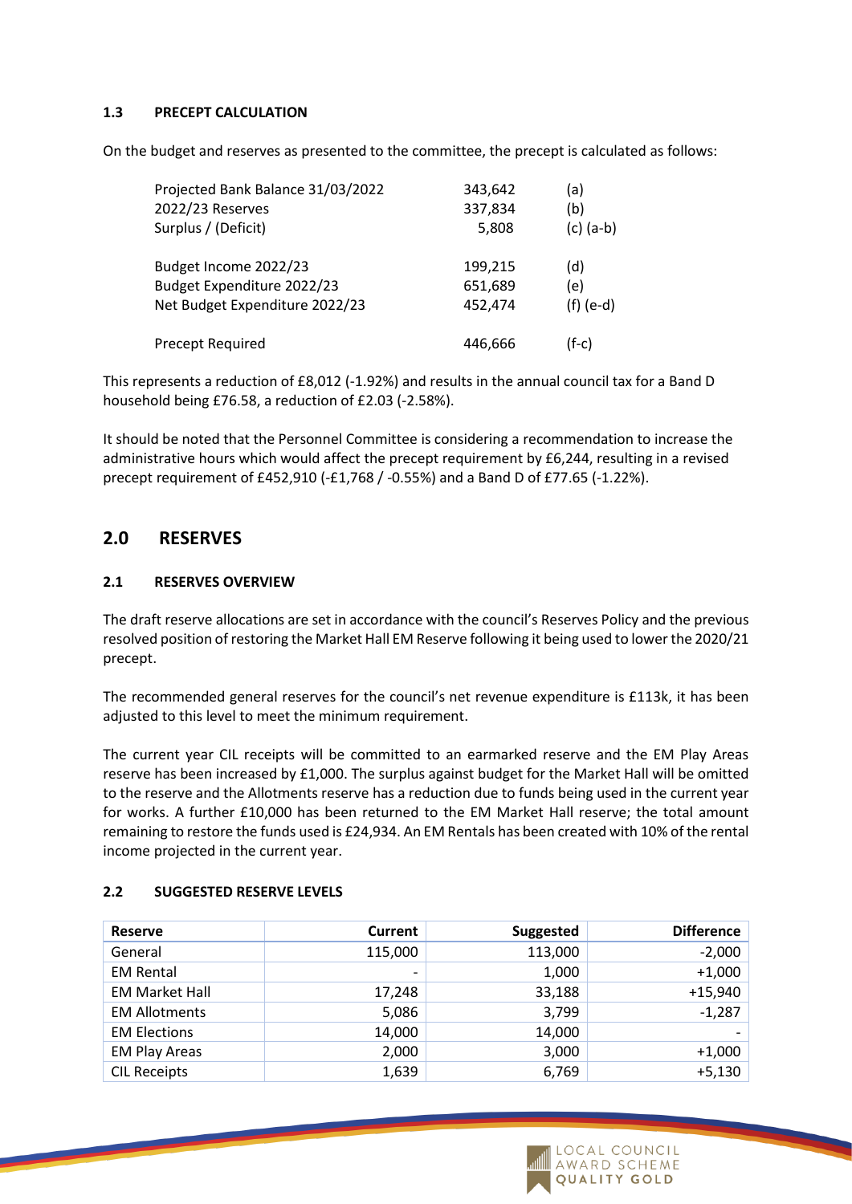### 1.3 PRECEPT CALCULATION

On the budget and reserves as presented to the committee, the precept is calculated as follows:

| | | |
|---|---|---|
| Projected Bank Balance 31/03/2022 | 343,642 | (a) |
| 2022/23 Reserves | 337,834 | (b) |
| Surplus / (Deficit) | 5,808 | (c) (a-b) |
| Budget Income 2022/23 | 199,215 | (d) |
| Budget Expenditure 2022/23 | 651,689 | (e) |
| Net Budget Expenditure 2022/23 | 452,474 | (f) (e-d) |
| Precept Required | 446,666 | (f-c) |

This represents a reduction of £8,012 (-1.92%) and results in the annual council tax for a Band D household being £76.58, a reduction of £2.03 (-2.58%).

It should be noted that the Personnel Committee is considering a recommendation to increase the administrative hours which would affect the precept requirement by £6,244, resulting in a revised precept requirement of £452,910 (-£1,768 / -0.55%) and a Band D of £77.65 (-1.22%).

## 2.0 RESERVES

### 2.1 RESERVES OVERVIEW

The draft reserve allocations are set in accordance with the council's Reserves Policy and the previous resolved position of restoring the Market Hall EM Reserve following it being used to lower the 2020/21 precept.

The recommended general reserves for the council's net revenue expenditure is £113k, it has been adjusted to this level to meet the minimum requirement.

The current year CIL receipts will be committed to an earmarked reserve and the EM Play Areas reserve has been increased by £1,000. The surplus against budget for the Market Hall will be omitted to the reserve and the Allotments reserve has a reduction due to funds being used in the current year for works. A further £10,000 has been returned to the EM Market Hall reserve; the total amount remaining to restore the funds used is £24,934. An EM Rentals has been created with 10% of the rental income projected in the current year.

### 2.2 SUGGESTED RESERVE LEVELS

| Reserve | Current | Suggested | Difference |
|---|---:|---:|---:|
| General | 115,000 | 113,000 | -2,000 |
| EM Rental | - | 1,000 | +1,000 |
| EM Market Hall | 17,248 | 33,188 | +15,940 |
| EM Allotments | 5,086 | 3,799 | -1,287 |
| EM Elections | 14,000 | 14,000 | - |
| EM Play Areas | 2,000 | 3,000 | +1,000 |
| CIL Receipts | 1,639 | 6,769 | +5,130 |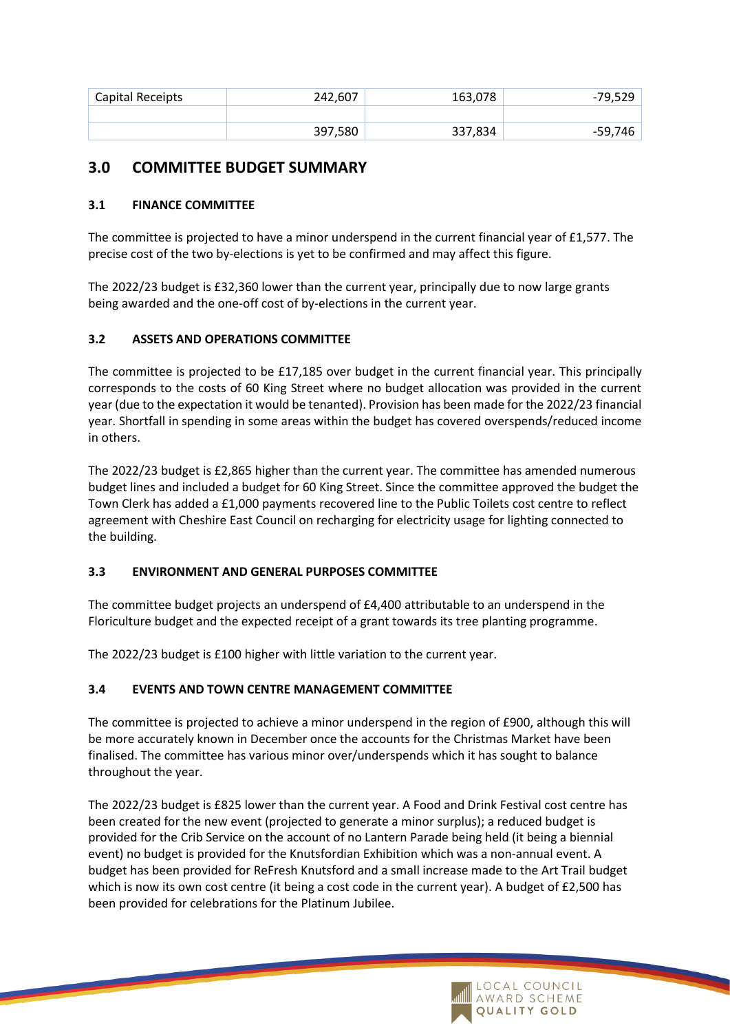| Capital Receipts | 242,607 | 163,078 | -79,529 |
|---|---|---|---|
| | | | |
| | 397,580 | 337,834 | -59,746 |

## 3.0 COMMITTEE BUDGET SUMMARY

### 3.1 FINANCE COMMITTEE

The committee is projected to have a minor underspend in the current financial year of £1,577. The precise cost of the two by-elections is yet to be confirmed and may affect this figure.

The 2022/23 budget is £32,360 lower than the current year, principally due to now large grants being awarded and the one-off cost of by-elections in the current year.

### 3.2 ASSETS AND OPERATIONS COMMITTEE

The committee is projected to be £17,185 over budget in the current financial year. This principally corresponds to the costs of 60 King Street where no budget allocation was provided in the current year (due to the expectation it would be tenanted). Provision has been made for the 2022/23 financial year. Shortfall in spending in some areas within the budget has covered overspends/reduced income in others.

The 2022/23 budget is £2,865 higher than the current year. The committee has amended numerous budget lines and included a budget for 60 King Street. Since the committee approved the budget the Town Clerk has added a £1,000 payments recovered line to the Public Toilets cost centre to reflect agreement with Cheshire East Council on recharging for electricity usage for lighting connected to the building.

### 3.3 ENVIRONMENT AND GENERAL PURPOSES COMMITTEE

The committee budget projects an underspend of £4,400 attributable to an underspend in the Floriculture budget and the expected receipt of a grant towards its tree planting programme.

The 2022/23 budget is £100 higher with little variation to the current year.

### 3.4 EVENTS AND TOWN CENTRE MANAGEMENT COMMITTEE

The committee is projected to achieve a minor underspend in the region of £900, although this will be more accurately known in December once the accounts for the Christmas Market have been finalised. The committee has various minor over/underspends which it has sought to balance throughout the year.

The 2022/23 budget is £825 lower than the current year. A Food and Drink Festival cost centre has been created for the new event (projected to generate a minor surplus); a reduced budget is provided for the Crib Service on the account of no Lantern Parade being held (it being a biennial event) no budget is provided for the Knutsfordian Exhibition which was a non-annual event. A budget has been provided for ReFresh Knutsford and a small increase made to the Art Trail budget which is now its own cost centre (it being a cost code in the current year). A budget of £2,500 has been provided for celebrations for the Platinum Jubilee.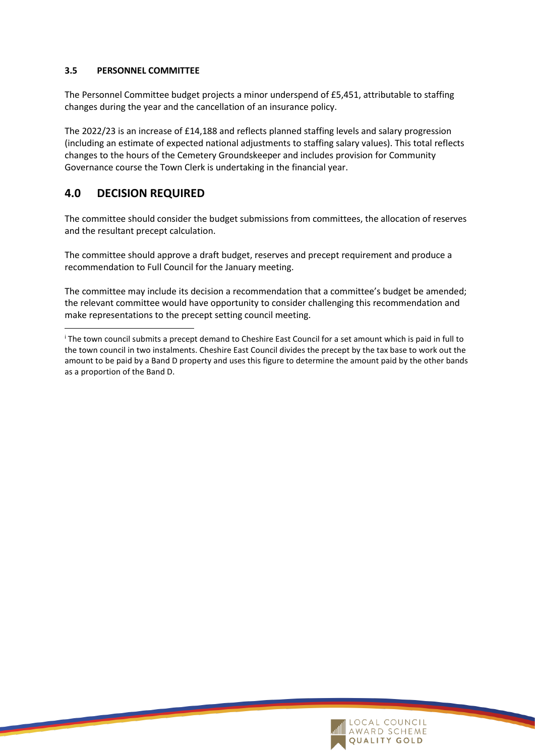### 3.5 PERSONNEL COMMITTEE

The Personnel Committee budget projects a minor underspend of £5,451, attributable to staffing changes during the year and the cancellation of an insurance policy.

The 2022/23 is an increase of £14,188 and reflects planned staffing levels and salary progression (including an estimate of expected national adjustments to staffing salary values). This total reflects changes to the hours of the Cemetery Groundskeeper and includes provision for Community Governance course the Town Clerk is undertaking in the financial year.

## 4.0 DECISION REQUIRED

The committee should consider the budget submissions from committees, the allocation of reserves and the resultant precept calculation.

The committee should approve a draft budget, reserves and precept requirement and produce a recommendation to Full Council for the January meeting.

The committee may include its decision a recommendation that a committee's budget be amended; the relevant committee would have opportunity to consider challenging this recommendation and make representations to the precept setting council meeting.

---

[i] The town council submits a precept demand to Cheshire East Council for a set amount which is paid in full to the town council in two instalments. Cheshire East Council divides the precept by the tax base to work out the amount to be paid by a Band D property and uses this figure to determine the amount paid by the other bands as a proportion of the Band D.